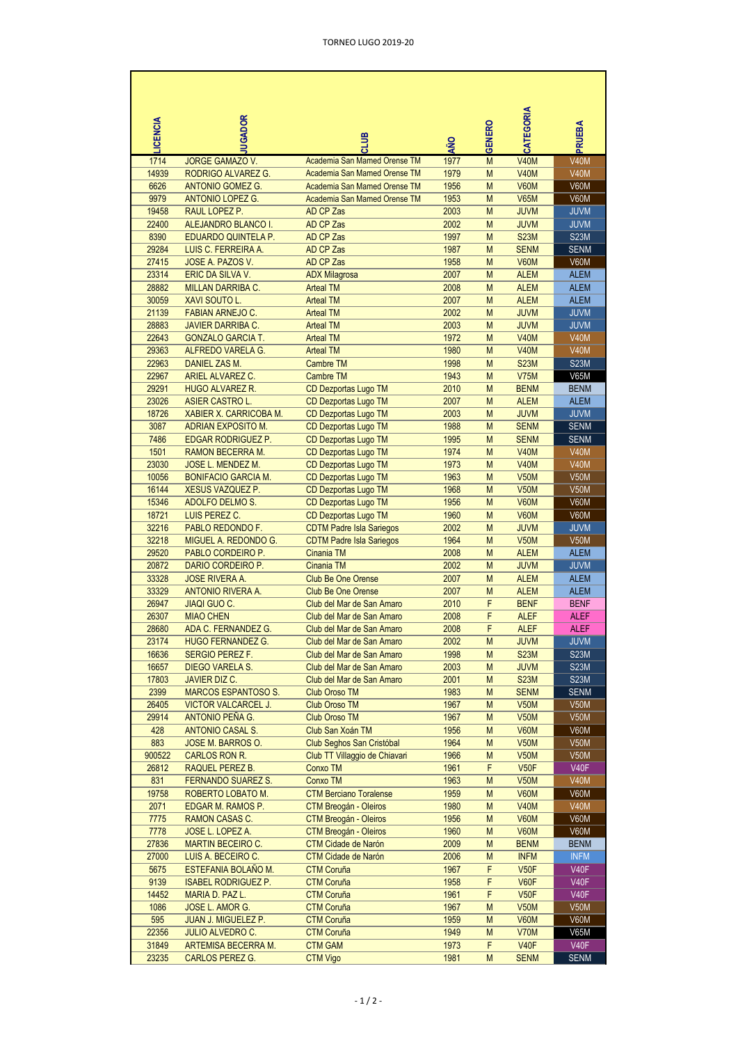# TORNEO LUGO 2019-20

| LICENCIA | JUGADOR | CLUB | AÑO | GENERO | CATEGORIA | PRUEBA |
|---|---|---|---|---|---|---|
| 1714 | JORGE GAMAZO V. | Academia San Mamed Orense TM | 1977 | M | V40M | V40M |
| 14939 | RODRIGO ALVAREZ G. | Academia San Mamed Orense TM | 1979 | M | V40M | V40M |
| 6626 | ANTONIO GOMEZ G. | Academia San Mamed Orense TM | 1956 | M | V60M | V60M |
| 9979 | ANTONIO LOPEZ G. | Academia San Mamed Orense TM | 1953 | M | V65M | V60M |
| 19458 | RAUL LOPEZ P. | AD CP Zas | 2003 | M | JUVM | JUVM |
| 22400 | ALEJANDRO BLANCO I. | AD CP Zas | 2002 | M | JUVM | JUVM |
| 8390 | EDUARDO QUINTELA P. | AD CP Zas | 1997 | M | S23M | S23M |
| 29284 | LUIS C. FERREIRA A. | AD CP Zas | 1987 | M | SENM | SENM |
| 27415 | JOSE A. PAZOS V. | AD CP Zas | 1958 | M | V60M | V60M |
| 23314 | ERIC DA SILVA V. | ADX Milagrosa | 2007 | M | ALEM | ALEM |
| 28882 | MILLAN DARRIBA C. | Arteal TM | 2008 | M | ALEM | ALEM |
| 30059 | XAVI SOUTO L. | Arteal TM | 2007 | M | ALEM | ALEM |
| 21139 | FABIAN ARNEJO C. | Arteal TM | 2002 | M | JUVM | JUVM |
| 28883 | JAVIER DARRIBA C. | Arteal TM | 2003 | M | JUVM | JUVM |
| 22643 | GONZALO GARCIA T. | Arteal TM | 1972 | M | V40M | V40M |
| 29363 | ALFREDO VARELA G. | Arteal TM | 1980 | M | V40M | V40M |
| 22963 | DANIEL ZAS M. | Cambre TM | 1998 | M | S23M | S23M |
| 22967 | ARIEL ALVAREZ C. | Cambre TM | 1943 | M | V75M | V65M |
| 29291 | HUGO ALVAREZ R. | CD Dezportas Lugo TM | 2010 | M | BENM | BENM |
| 23026 | ASIER CASTRO L. | CD Dezportas Lugo TM | 2007 | M | ALEM | ALEM |
| 18726 | XABIER X. CARRICOBA M. | CD Dezportas Lugo TM | 2003 | M | JUVM | JUVM |
| 3087 | ADRIAN EXPOSITO M. | CD Dezportas Lugo TM | 1988 | M | SENM | SENM |
| 7486 | EDGAR RODRIGUEZ P. | CD Dezportas Lugo TM | 1995 | M | SENM | SENM |
| 1501 | RAMON BECERRA M. | CD Dezportas Lugo TM | 1974 | M | V40M | V40M |
| 23030 | JOSE L. MENDEZ M. | CD Dezportas Lugo TM | 1973 | M | V40M | V40M |
| 10056 | BONIFACIO GARCIA M. | CD Dezportas Lugo TM | 1963 | M | V50M | V50M |
| 16144 | XESUS VAZQUEZ P. | CD Dezportas Lugo TM | 1968 | M | V50M | V50M |
| 15346 | ADOLFO DELMO S. | CD Dezportas Lugo TM | 1956 | M | V60M | V60M |
| 18721 | LUIS PEREZ C. | CD Dezportas Lugo TM | 1960 | M | V60M | V60M |
| 32216 | PABLO REDONDO F. | CDTM Padre Isla Sariegos | 2002 | M | JUVM | JUVM |
| 32218 | MIGUEL A. REDONDO G. | CDTM Padre Isla Sariegos | 1964 | M | V50M | V50M |
| 29520 | PABLO CORDEIRO P. | Cinania TM | 2008 | M | ALEM | ALEM |
| 20872 | DARIO CORDEIRO P. | Cinania TM | 2002 | M | JUVM | JUVM |
| 33328 | JOSE RIVERA A. | Club Be One Orense | 2007 | M | ALEM | ALEM |
| 33329 | ANTONIO RIVERA A. | Club Be One Orense | 2007 | M | ALEM | ALEM |
| 26947 | JIAQI GUO C. | Club del Mar de San Amaro | 2010 | F | BENF | BENF |
| 26307 | MIAO CHEN | Club del Mar de San Amaro | 2008 | F | ALEF | ALEF |
| 28680 | ADA C. FERNANDEZ G. | Club del Mar de San Amaro | 2008 | F | ALEF | ALEF |
| 23174 | HUGO FERNANDEZ G. | Club del Mar de San Amaro | 2002 | M | JUVM | JUVM |
| 16636 | SERGIO PEREZ F. | Club del Mar de San Amaro | 1998 | M | S23M | S23M |
| 16657 | DIEGO VARELA S. | Club del Mar de San Amaro | 2003 | M | JUVM | S23M |
| 17803 | JAVIER DIZ C. | Club del Mar de San Amaro | 2001 | M | S23M | S23M |
| 2399 | MARCOS ESPANTOSO S. | Club Oroso TM | 1983 | M | SENM | SENM |
| 26405 | VICTOR VALCARCEL J. | Club Oroso TM | 1967 | M | V50M | V50M |
| 29914 | ANTONIO PEÑA G. | Club Oroso TM | 1967 | M | V50M | V50M |
| 428 | ANTONIO CASAL S. | Club San Xoán TM | 1956 | M | V60M | V60M |
| 883 | JOSE M. BARROS O. | Club Seghos San Cristóbal | 1964 | M | V50M | V50M |
| 900522 | CARLOS RON R. | Club TT Villaggio de Chiavari | 1966 | M | V50M | V50M |
| 26812 | RAQUEL PEREZ B. | Conxo TM | 1961 | F | V50F | V40F |
| 831 | FERNANDO SUAREZ S. | Conxo TM | 1963 | M | V50M | V40M |
| 19758 | ROBERTO LOBATO M. | CTM Berciano Toralense | 1959 | M | V60M | V60M |
| 2071 | EDGAR M. RAMOS P. | CTM Breogán - Oleiros | 1980 | M | V40M | V40M |
| 7775 | RAMON CASAS C. | CTM Breogán - Oleiros | 1956 | M | V60M | V60M |
| 7778 | JOSE L. LOPEZ A. | CTM Breogán - Oleiros | 1960 | M | V60M | V60M |
| 27836 | MARTIN BECEIRO C. | CTM Cidade de Narón | 2009 | M | BENM | BENM |
| 27000 | LUIS A. BECEIRO C. | CTM Cidade de Narón | 2006 | M | INFM | INFM |
| 5675 | ESTEFANIA BOLAÑO M. | CTM Coruña | 1967 | F | V50F | V40F |
| 9139 | ISABEL RODRIGUEZ P. | CTM Coruña | 1958 | F | V60F | V40F |
| 14452 | MARIA D. PAZ L. | CTM Coruña | 1961 | F | V50F | V40F |
| 1086 | JOSE L. AMOR G. | CTM Coruña | 1967 | M | V50M | V50M |
| 595 | JUAN J. MIGUELEZ P. | CTM Coruña | 1959 | M | V60M | V60M |
| 22356 | JULIO ALVEDRO C. | CTM Coruña | 1949 | M | V70M | V65M |
| 31849 | ARTEMISA BECERRA M. | CTM GAM | 1973 | F | V40F | V40F |
| 23235 | CARLOS PEREZ G. | CTM Vigo | 1981 | M | SENM | SENM |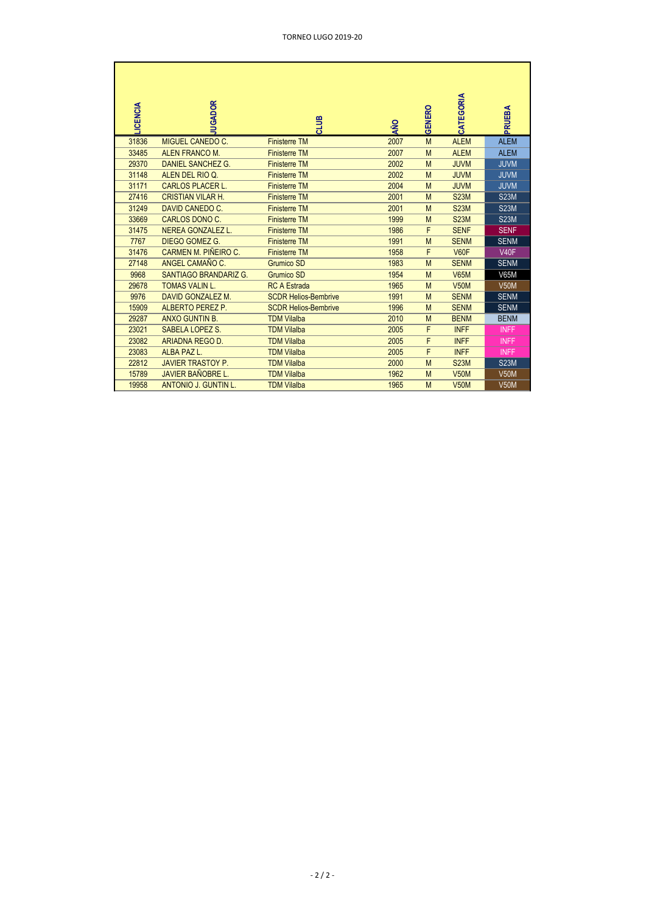| LICENCIA | JUGADOR | CLUB | AÑO | GENERO | CATEGORIA | PRUEBA |
|---|---|---|---|---|---|---|
| 31836 | MIGUEL CANEDO C. | Finisterre TM | 2007 | M | ALEM | ALEM |
| 33485 | ALEN FRANCO M. | Finisterre TM | 2007 | M | ALEM | ALEM |
| 29370 | DANIEL SANCHEZ G. | Finisterre TM | 2002 | M | JUVM | JUVM |
| 31148 | ALEN DEL RIO Q. | Finisterre TM | 2002 | M | JUVM | JUVM |
| 31171 | CARLOS PLACER L. | Finisterre TM | 2004 | M | JUVM | JUVM |
| 27416 | CRISTIAN VILAR H. | Finisterre TM | 2001 | M | S23M | S23M |
| 31249 | DAVID CANEDO C. | Finisterre TM | 2001 | M | S23M | S23M |
| 33669 | CARLOS DONO C. | Finisterre TM | 1999 | M | S23M | S23M |
| 31475 | NEREA GONZALEZ L. | Finisterre TM | 1986 | F | SENF | SENF |
| 7767 | DIEGO GOMEZ G. | Finisterre TM | 1991 | M | SENM | SENM |
| 31476 | CARMEN M. PIÑEIRO C. | Finisterre TM | 1958 | F | V60F | V40F |
| 27148 | ANGEL CAMAÑO C. | Grumico SD | 1983 | M | SENM | SENM |
| 9968 | SANTIAGO BRANDARIZ G. | Grumico SD | 1954 | M | V65M | V65M |
| 29678 | TOMAS VALIN L. | RC A Estrada | 1965 | M | V50M | V50M |
| 9976 | DAVID GONZALEZ M. | SCDR Helios-Bembrive | 1991 | M | SENM | SENM |
| 15909 | ALBERTO PEREZ P. | SCDR Helios-Bembrive | 1996 | M | SENM | SENM |
| 29287 | ANXO GUNTIN B. | TDM Vilalba | 2010 | M | BENM | BENM |
| 23021 | SABELA LOPEZ S. | TDM Vilalba | 2005 | F | INFF | INFF |
| 23082 | ARIADNA REGO D. | TDM Vilalba | 2005 | F | INFF | INFF |
| 23083 | ALBA PAZ L. | TDM Vilalba | 2005 | F | INFF | INFF |
| 22812 | JAVIER TRASTOY P. | TDM Vilalba | 2000 | M | S23M | S23M |
| 15789 | JAVIER BAÑOBRE L. | TDM Vilalba | 1962 | M | V50M | V50M |
| 19958 | ANTONIO J. GUNTIN L. | TDM Vilalba | 1965 | M | V50M | V50M |